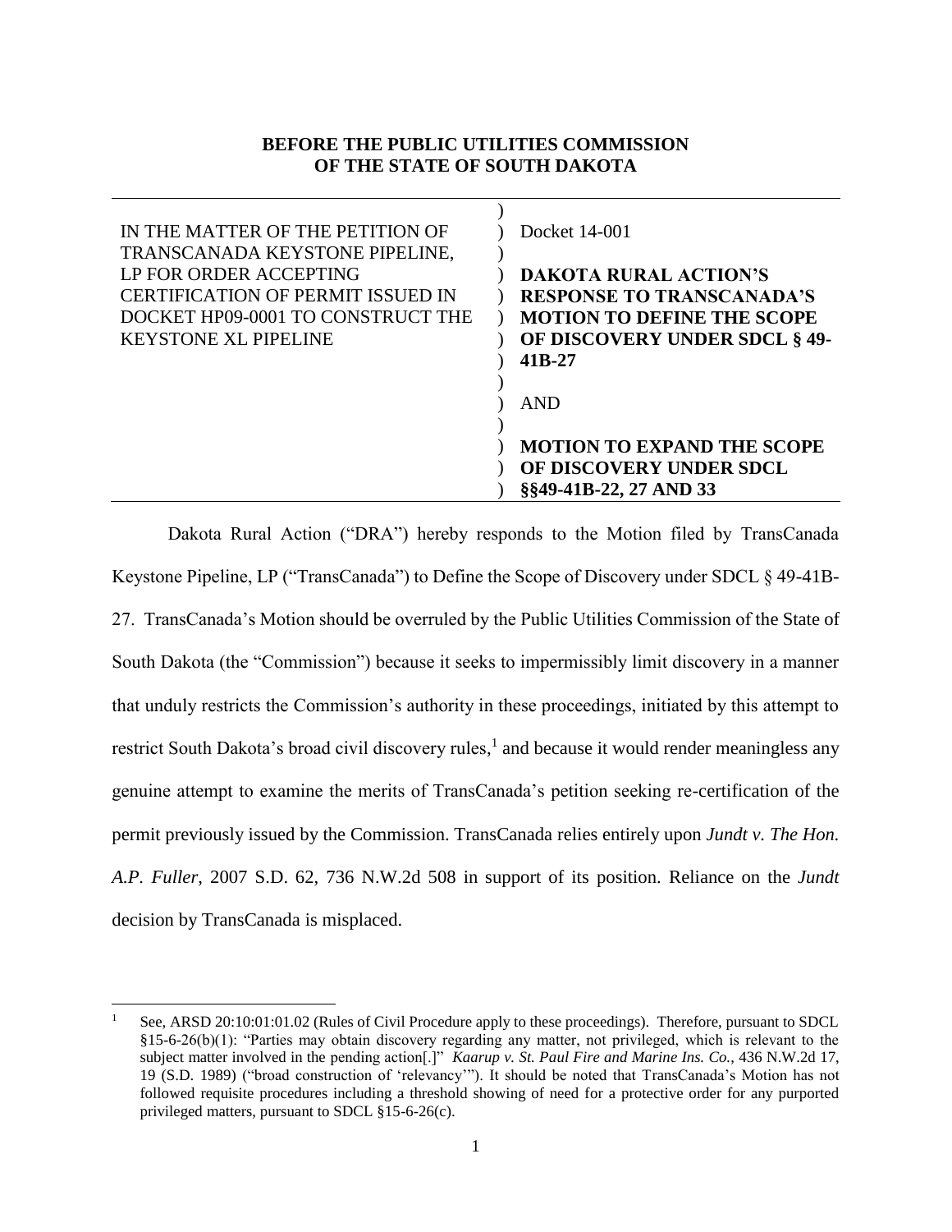**BEFORE THE PUBLIC UTILITIES COMMISSION OF THE STATE OF SOUTH DAKOTA**

| | |
|---|---|
| IN THE MATTER OF THE PETITION OF TRANSCANADA KEYSTONE PIPELINE, LP FOR ORDER ACCEPTING CERTIFICATION OF PERMIT ISSUED IN DOCKET HP09-0001 TO CONSTRUCT THE KEYSTONE XL PIPELINE | Docket 14-001<br><br>**DAKOTA RURAL ACTION'S RESPONSE TO TRANSCANADA'S MOTION TO DEFINE THE SCOPE OF DISCOVERY UNDER SDCL § 49-41B-27**<br><br>AND<br><br>**MOTION TO EXPAND THE SCOPE OF DISCOVERY UNDER SDCL §§49-41B-22, 27 AND 33** |

Dakota Rural Action ("DRA") hereby responds to the Motion filed by TransCanada Keystone Pipeline, LP ("TransCanada") to Define the Scope of Discovery under SDCL § 49-41B-27. TransCanada's Motion should be overruled by the Public Utilities Commission of the State of South Dakota (the "Commission") because it seeks to impermissibly limit discovery in a manner that unduly restricts the Commission's authority in these proceedings, initiated by this attempt to restrict South Dakota's broad civil discovery rules,[1] and because it would render meaningless any genuine attempt to examine the merits of TransCanada's petition seeking re-certification of the permit previously issued by the Commission. TransCanada relies entirely upon *Jundt v. The Hon. A.P. Fuller*, 2007 S.D. 62, 736 N.W.2d 508 in support of its position. Reliance on the *Jundt* decision by TransCanada is misplaced.

---

[1] See, ARSD 20:10:01:01.02 (Rules of Civil Procedure apply to these proceedings). Therefore, pursuant to SDCL §15-6-26(b)(1): "Parties may obtain discovery regarding any matter, not privileged, which is relevant to the subject matter involved in the pending action[.]" *Kaarup v. St. Paul Fire and Marine Ins. Co.*, 436 N.W.2d 17, 19 (S.D. 1989) ("broad construction of 'relevancy'"). It should be noted that TransCanada's Motion has not followed requisite procedures including a threshold showing of need for a protective order for any purported privileged matters, pursuant to SDCL §15-6-26(c).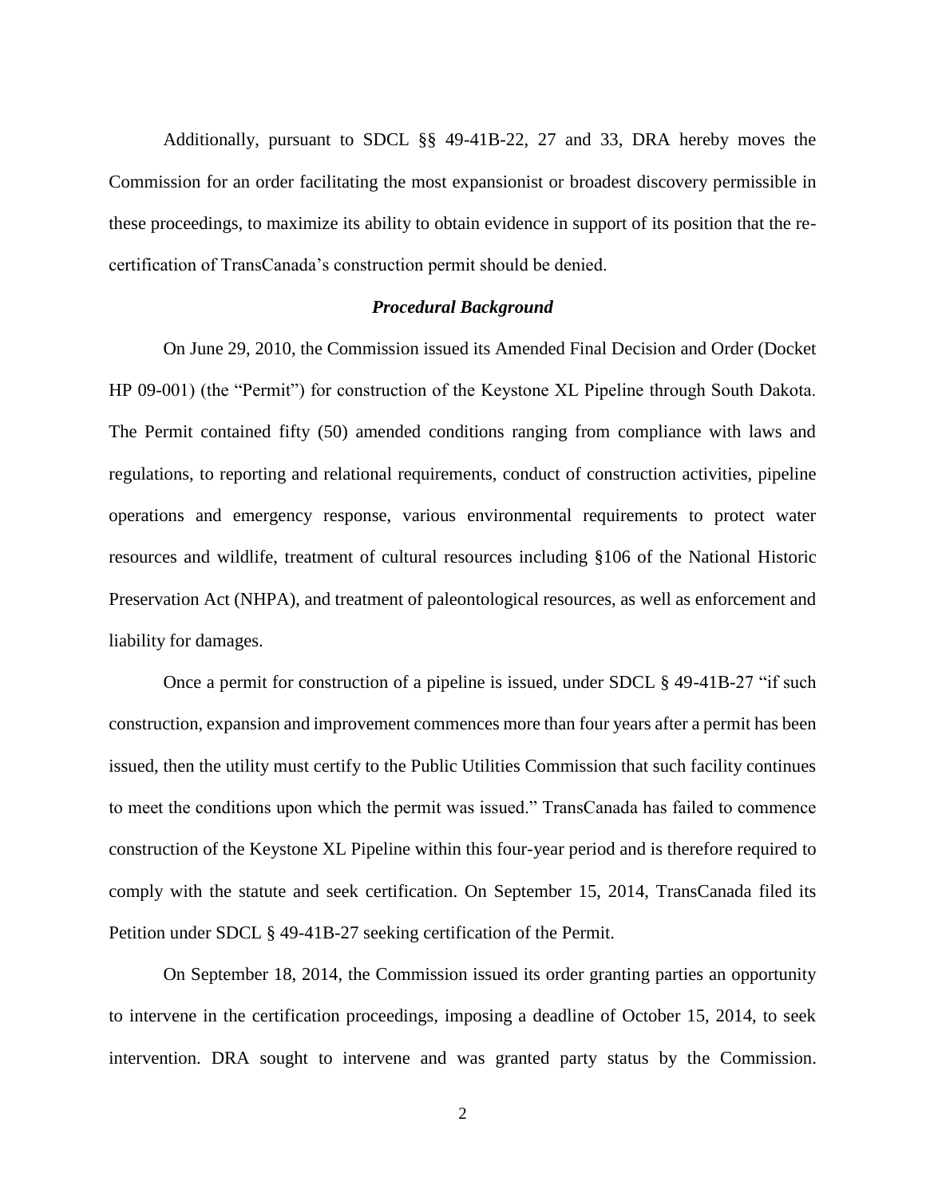Additionally, pursuant to SDCL §§ 49-41B-22, 27 and 33, DRA hereby moves the Commission for an order facilitating the most expansionist or broadest discovery permissible in these proceedings, to maximize its ability to obtain evidence in support of its position that the re-certification of TransCanada's construction permit should be denied.

### *Procedural Background*

On June 29, 2010, the Commission issued its Amended Final Decision and Order (Docket HP 09-001) (the "Permit") for construction of the Keystone XL Pipeline through South Dakota. The Permit contained fifty (50) amended conditions ranging from compliance with laws and regulations, to reporting and relational requirements, conduct of construction activities, pipeline operations and emergency response, various environmental requirements to protect water resources and wildlife, treatment of cultural resources including §106 of the National Historic Preservation Act (NHPA), and treatment of paleontological resources, as well as enforcement and liability for damages.

Once a permit for construction of a pipeline is issued, under SDCL § 49-41B-27 "if such construction, expansion and improvement commences more than four years after a permit has been issued, then the utility must certify to the Public Utilities Commission that such facility continues to meet the conditions upon which the permit was issued." TransCanada has failed to commence construction of the Keystone XL Pipeline within this four-year period and is therefore required to comply with the statute and seek certification. On September 15, 2014, TransCanada filed its Petition under SDCL § 49-41B-27 seeking certification of the Permit.

On September 18, 2014, the Commission issued its order granting parties an opportunity to intervene in the certification proceedings, imposing a deadline of October 15, 2014, to seek intervention. DRA sought to intervene and was granted party status by the Commission.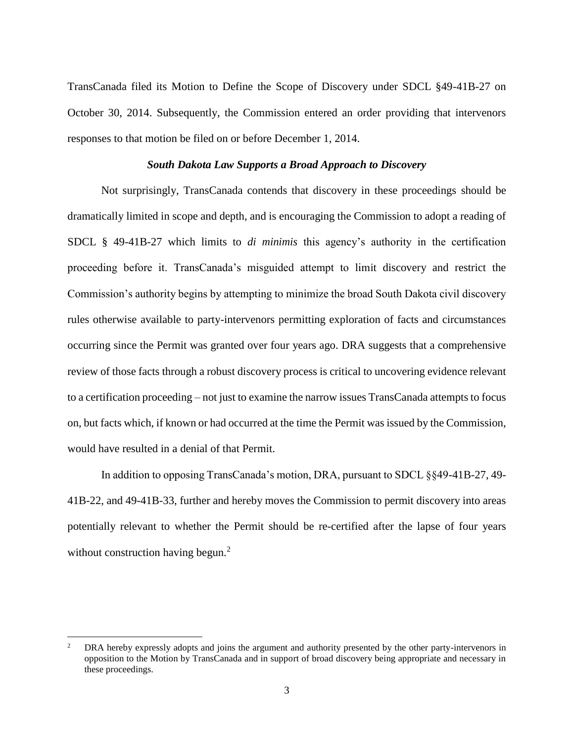TransCanada filed its Motion to Define the Scope of Discovery under SDCL §49-41B-27 on October 30, 2014. Subsequently, the Commission entered an order providing that intervenors responses to that motion be filed on or before December 1, 2014.

***South Dakota Law Supports a Broad Approach to Discovery***

Not surprisingly, TransCanada contends that discovery in these proceedings should be dramatically limited in scope and depth, and is encouraging the Commission to adopt a reading of SDCL § 49-41B-27 which limits to *di minimis* this agency's authority in the certification proceeding before it. TransCanada's misguided attempt to limit discovery and restrict the Commission's authority begins by attempting to minimize the broad South Dakota civil discovery rules otherwise available to party-intervenors permitting exploration of facts and circumstances occurring since the Permit was granted over four years ago. DRA suggests that a comprehensive review of those facts through a robust discovery process is critical to uncovering evidence relevant to a certification proceeding – not just to examine the narrow issues TransCanada attempts to focus on, but facts which, if known or had occurred at the time the Permit was issued by the Commission, would have resulted in a denial of that Permit.

In addition to opposing TransCanada's motion, DRA, pursuant to SDCL §§49-41B-27, 49-41B-22, and 49-41B-33, further and hereby moves the Commission to permit discovery into areas potentially relevant to whether the Permit should be re-certified after the lapse of four years without construction having begun.[2]

---

[2] DRA hereby expressly adopts and joins the argument and authority presented by the other party-intervenors in opposition to the Motion by TransCanada and in support of broad discovery being appropriate and necessary in these proceedings.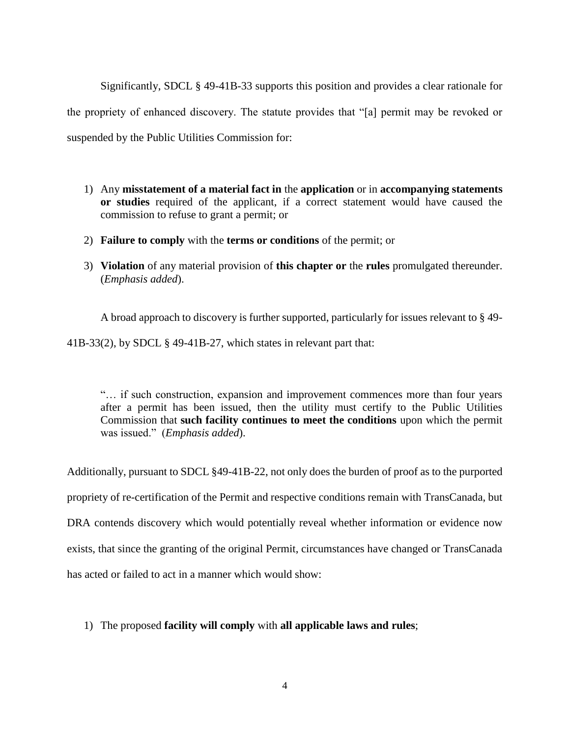Significantly, SDCL § 49-41B-33 supports this position and provides a clear rationale for the propriety of enhanced discovery. The statute provides that "[a] permit may be revoked or suspended by the Public Utilities Commission for:

1) Any **misstatement of a material fact in** the **application** or in **accompanying statements or studies** required of the applicant, if a correct statement would have caused the commission to refuse to grant a permit; or
2) **Failure to comply** with the **terms or conditions** of the permit; or
3) **Violation** of any material provision of **this chapter or** the **rules** promulgated thereunder. (*Emphasis added*).

A broad approach to discovery is further supported, particularly for issues relevant to § 49-41B-33(2), by SDCL § 49-41B-27, which states in relevant part that:

> "… if such construction, expansion and improvement commences more than four years after a permit has been issued, then the utility must certify to the Public Utilities Commission that **such facility continues to meet the conditions** upon which the permit was issued." (*Emphasis added*).

Additionally, pursuant to SDCL §49-41B-22, not only does the burden of proof as to the purported propriety of re-certification of the Permit and respective conditions remain with TransCanada, but DRA contends discovery which would potentially reveal whether information or evidence now exists, that since the granting of the original Permit, circumstances have changed or TransCanada has acted or failed to act in a manner which would show:

1) The proposed **facility will comply** with **all applicable laws and rules**;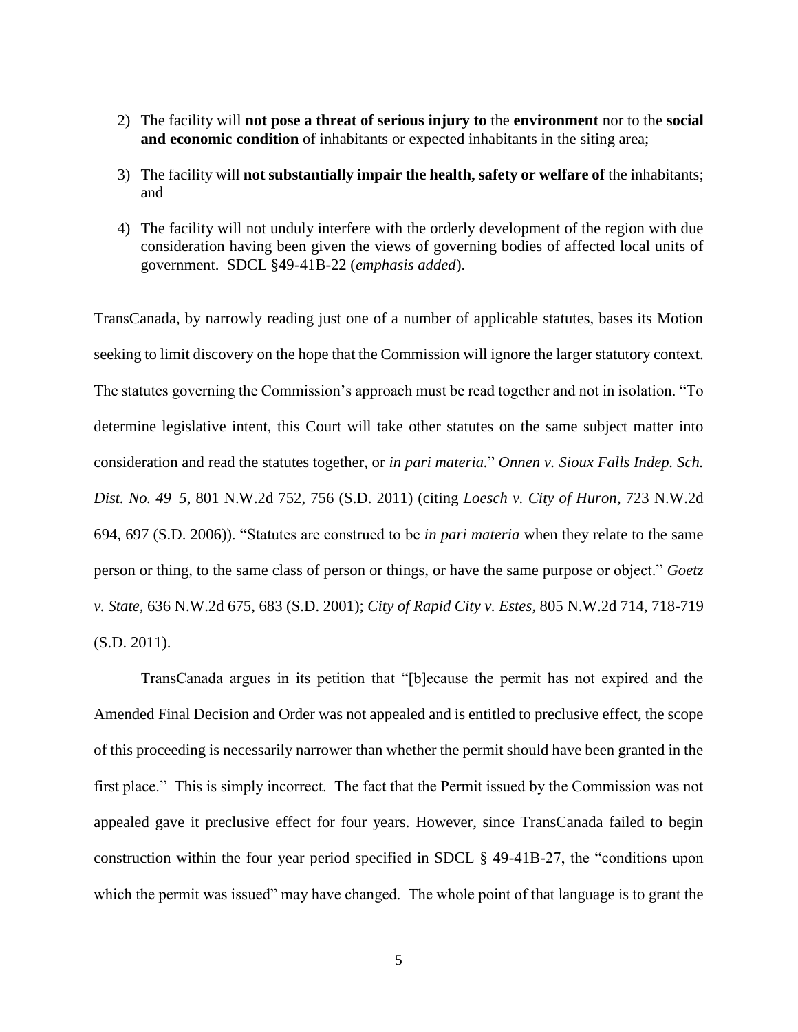2) The facility will **not pose a threat of serious injury to** the **environment** nor to the **social and economic condition** of inhabitants or expected inhabitants in the siting area;

3) The facility will **not substantially impair the health, safety or welfare of** the inhabitants; and

4) The facility will not unduly interfere with the orderly development of the region with due consideration having been given the views of governing bodies of affected local units of government. SDCL §49-41B-22 (*emphasis added*).

TransCanada, by narrowly reading just one of a number of applicable statutes, bases its Motion seeking to limit discovery on the hope that the Commission will ignore the larger statutory context. The statutes governing the Commission's approach must be read together and not in isolation. "To determine legislative intent, this Court will take other statutes on the same subject matter into consideration and read the statutes together, or *in pari materia.*" *Onnen v. Sioux Falls Indep. Sch. Dist. No. 49–5*, 801 N.W.2d 752, 756 (S.D. 2011) (citing *Loesch v. City of Huron*, 723 N.W.2d 694, 697 (S.D. 2006)). "Statutes are construed to be *in pari materia* when they relate to the same person or thing, to the same class of person or things, or have the same purpose or object." *Goetz v. State,* 636 N.W.2d 675, 683 (S.D. 2001); *City of Rapid City v. Estes*, 805 N.W.2d 714, 718-719 (S.D. 2011).

TransCanada argues in its petition that "[b]ecause the permit has not expired and the Amended Final Decision and Order was not appealed and is entitled to preclusive effect, the scope of this proceeding is necessarily narrower than whether the permit should have been granted in the first place." This is simply incorrect. The fact that the Permit issued by the Commission was not appealed gave it preclusive effect for four years. However, since TransCanada failed to begin construction within the four year period specified in SDCL § 49-41B-27, the "conditions upon which the permit was issued" may have changed. The whole point of that language is to grant the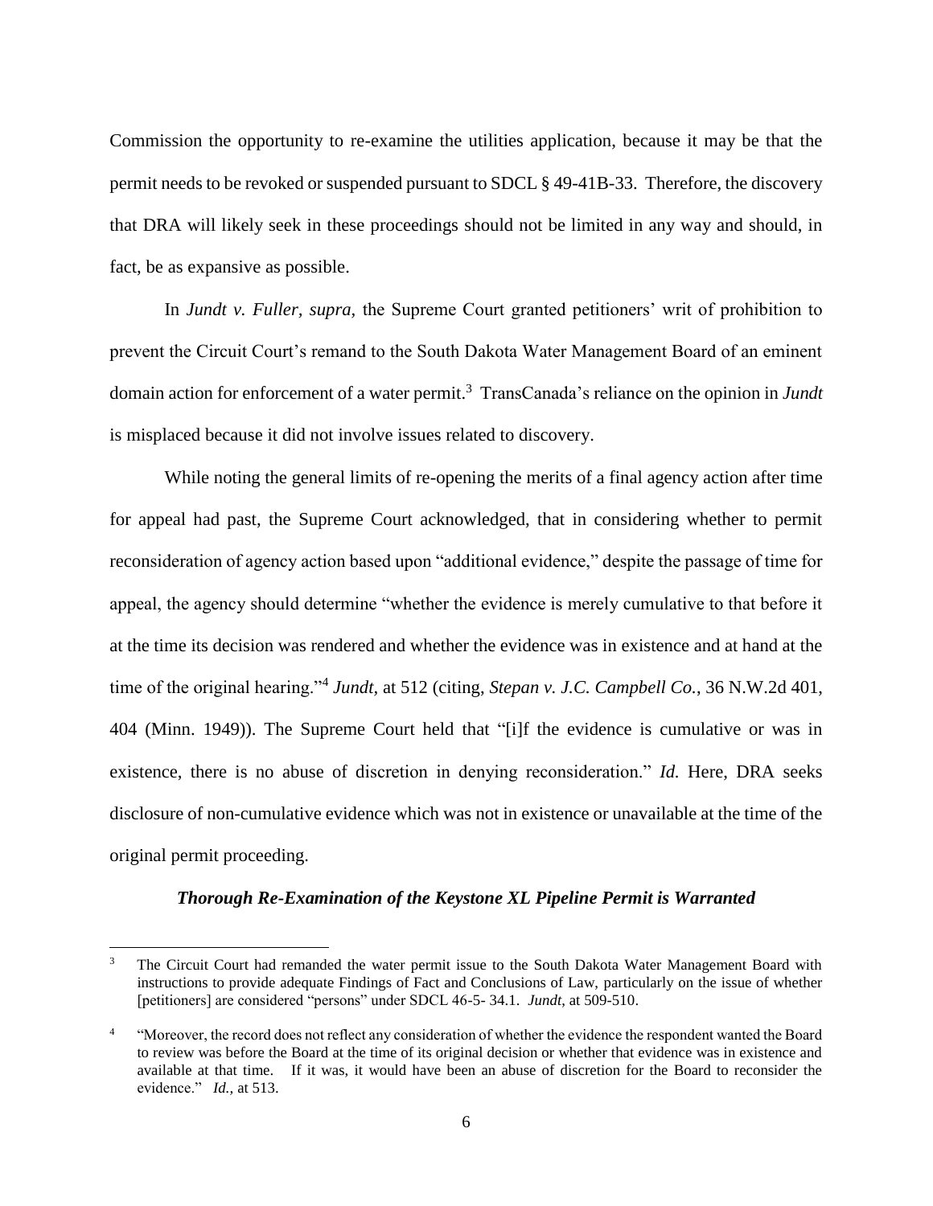Commission the opportunity to re-examine the utilities application, because it may be that the permit needs to be revoked or suspended pursuant to SDCL § 49-41B-33. Therefore, the discovery that DRA will likely seek in these proceedings should not be limited in any way and should, in fact, be as expansive as possible.

In *Jundt v. Fuller, supra,* the Supreme Court granted petitioners' writ of prohibition to prevent the Circuit Court's remand to the South Dakota Water Management Board of an eminent domain action for enforcement of a water permit.[3] TransCanada's reliance on the opinion in *Jundt* is misplaced because it did not involve issues related to discovery.

While noting the general limits of re-opening the merits of a final agency action after time for appeal had past, the Supreme Court acknowledged, that in considering whether to permit reconsideration of agency action based upon "additional evidence," despite the passage of time for appeal, the agency should determine "whether the evidence is merely cumulative to that before it at the time its decision was rendered and whether the evidence was in existence and at hand at the time of the original hearing."[4] *Jundt*, at 512 (citing, *Stepan v. J.C. Campbell Co.*, 36 N.W.2d 401, 404 (Minn. 1949)). The Supreme Court held that "[i]f the evidence is cumulative or was in existence, there is no abuse of discretion in denying reconsideration." *Id.* Here, DRA seeks disclosure of non-cumulative evidence which was not in existence or unavailable at the time of the original permit proceeding.

***Thorough Re-Examination of the Keystone XL Pipeline Permit is Warranted***

---

[3] The Circuit Court had remanded the water permit issue to the South Dakota Water Management Board with instructions to provide adequate Findings of Fact and Conclusions of Law, particularly on the issue of whether [petitioners] are considered "persons" under SDCL 46-5- 34.1. *Jundt*, at 509-510.

[4] "Moreover, the record does not reflect any consideration of whether the evidence the respondent wanted the Board to review was before the Board at the time of its original decision or whether that evidence was in existence and available at that time. If it was, it would have been an abuse of discretion for the Board to reconsider the evidence." *Id.,* at 513.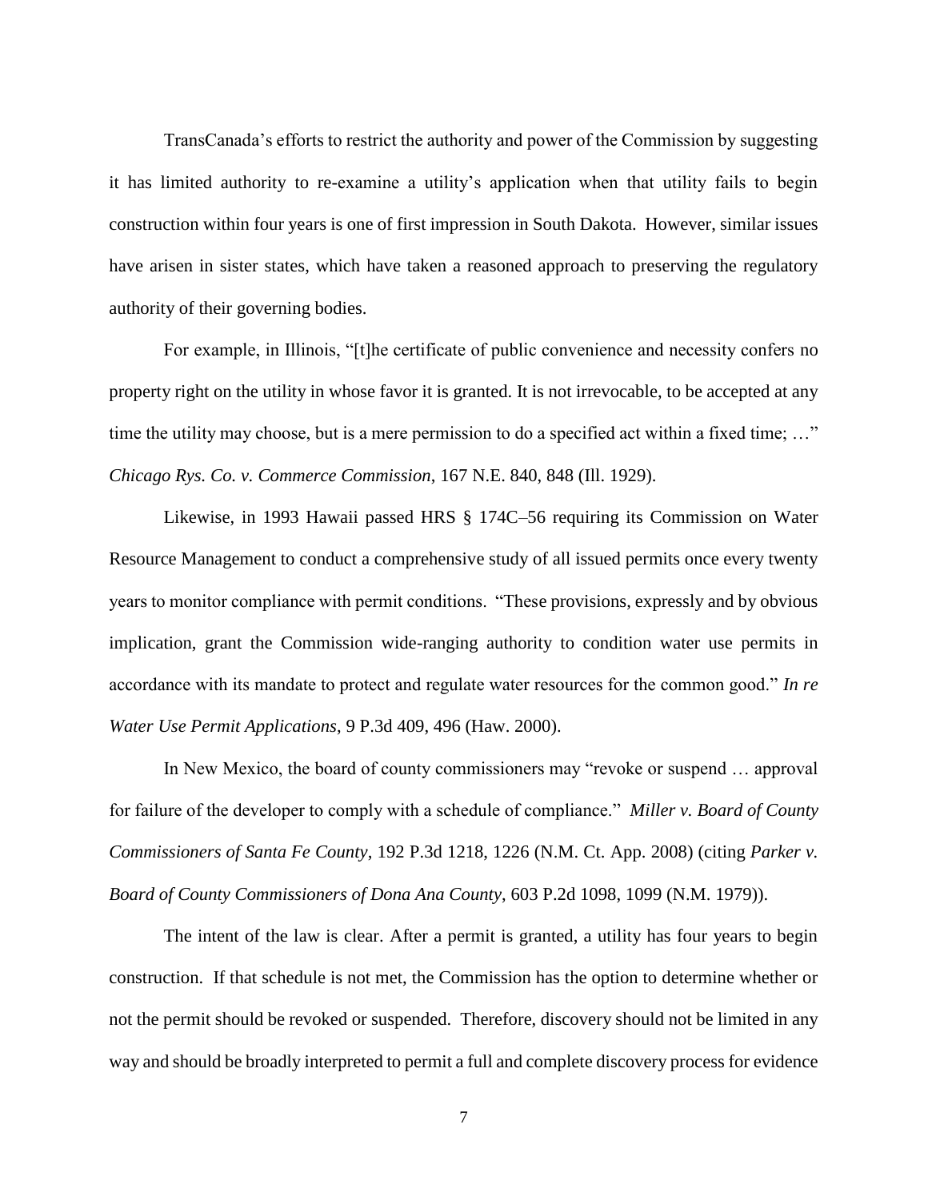TransCanada's efforts to restrict the authority and power of the Commission by suggesting it has limited authority to re-examine a utility's application when that utility fails to begin construction within four years is one of first impression in South Dakota. However, similar issues have arisen in sister states, which have taken a reasoned approach to preserving the regulatory authority of their governing bodies.

For example, in Illinois, "[t]he certificate of public convenience and necessity confers no property right on the utility in whose favor it is granted. It is not irrevocable, to be accepted at any time the utility may choose, but is a mere permission to do a specified act within a fixed time; …" *Chicago Rys. Co. v. Commerce Commission*, 167 N.E. 840, 848 (Ill. 1929).

Likewise, in 1993 Hawaii passed HRS § 174C–56 requiring its Commission on Water Resource Management to conduct a comprehensive study of all issued permits once every twenty years to monitor compliance with permit conditions. "These provisions, expressly and by obvious implication, grant the Commission wide-ranging authority to condition water use permits in accordance with its mandate to protect and regulate water resources for the common good." *In re Water Use Permit Applications*, 9 P.3d 409, 496 (Haw. 2000).

In New Mexico, the board of county commissioners may "revoke or suspend … approval for failure of the developer to comply with a schedule of compliance." *Miller v. Board of County Commissioners of Santa Fe County*, 192 P.3d 1218, 1226 (N.M. Ct. App. 2008) (citing *Parker v. Board of County Commissioners of Dona Ana County*, 603 P.2d 1098, 1099 (N.M. 1979)).

The intent of the law is clear. After a permit is granted, a utility has four years to begin construction. If that schedule is not met, the Commission has the option to determine whether or not the permit should be revoked or suspended. Therefore, discovery should not be limited in any way and should be broadly interpreted to permit a full and complete discovery process for evidence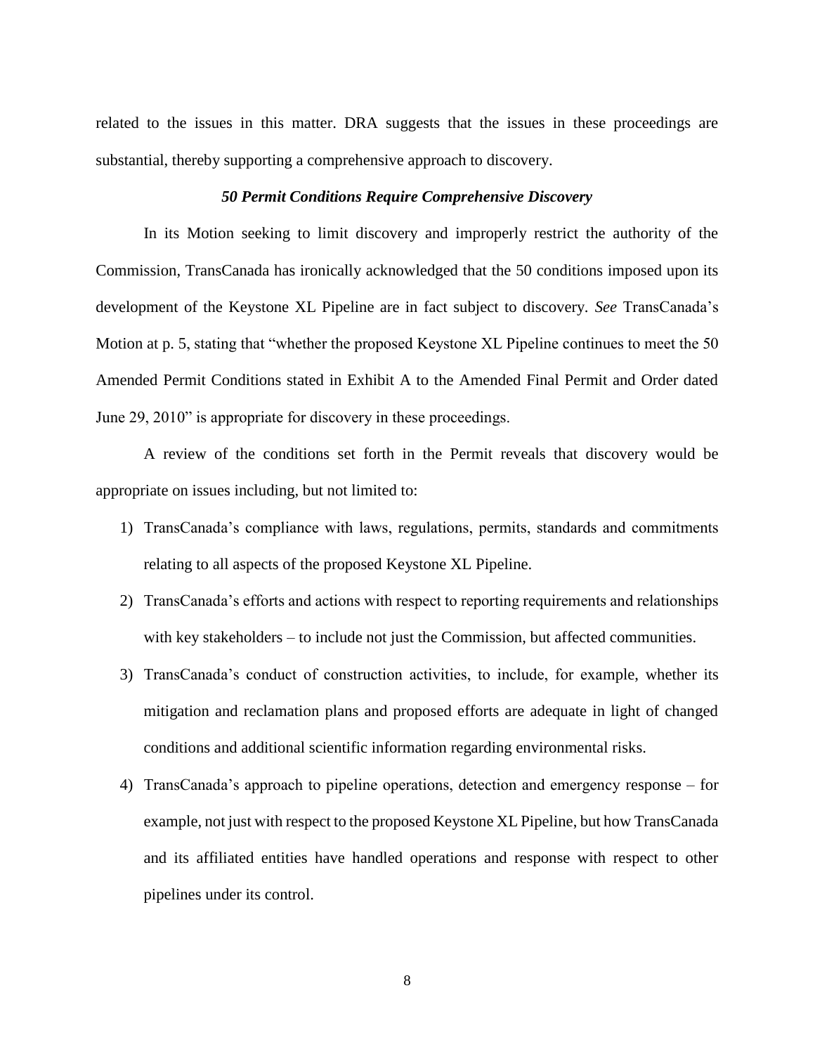related to the issues in this matter. DRA suggests that the issues in these proceedings are substantial, thereby supporting a comprehensive approach to discovery.

### *50 Permit Conditions Require Comprehensive Discovery*

In its Motion seeking to limit discovery and improperly restrict the authority of the Commission, TransCanada has ironically acknowledged that the 50 conditions imposed upon its development of the Keystone XL Pipeline are in fact subject to discovery. *See* TransCanada's Motion at p. 5, stating that "whether the proposed Keystone XL Pipeline continues to meet the 50 Amended Permit Conditions stated in Exhibit A to the Amended Final Permit and Order dated June 29, 2010" is appropriate for discovery in these proceedings.

A review of the conditions set forth in the Permit reveals that discovery would be appropriate on issues including, but not limited to:

1) TransCanada's compliance with laws, regulations, permits, standards and commitments relating to all aspects of the proposed Keystone XL Pipeline.
2) TransCanada's efforts and actions with respect to reporting requirements and relationships with key stakeholders – to include not just the Commission, but affected communities.
3) TransCanada's conduct of construction activities, to include, for example, whether its mitigation and reclamation plans and proposed efforts are adequate in light of changed conditions and additional scientific information regarding environmental risks.
4) TransCanada's approach to pipeline operations, detection and emergency response – for example, not just with respect to the proposed Keystone XL Pipeline, but how TransCanada and its affiliated entities have handled operations and response with respect to other pipelines under its control.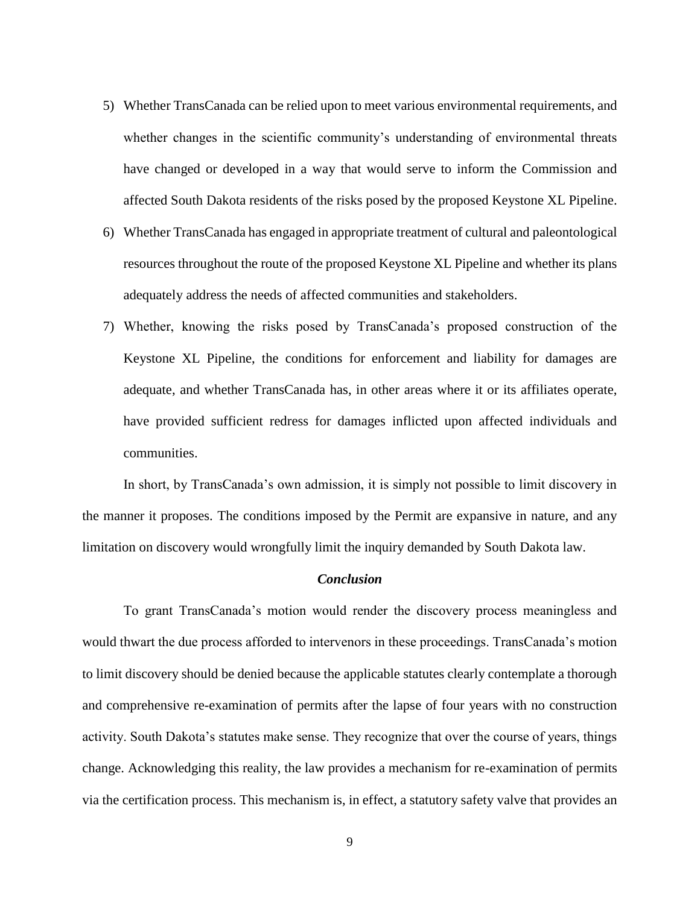5) Whether TransCanada can be relied upon to meet various environmental requirements, and whether changes in the scientific community's understanding of environmental threats have changed or developed in a way that would serve to inform the Commission and affected South Dakota residents of the risks posed by the proposed Keystone XL Pipeline.
6) Whether TransCanada has engaged in appropriate treatment of cultural and paleontological resources throughout the route of the proposed Keystone XL Pipeline and whether its plans adequately address the needs of affected communities and stakeholders.
7) Whether, knowing the risks posed by TransCanada's proposed construction of the Keystone XL Pipeline, the conditions for enforcement and liability for damages are adequate, and whether TransCanada has, in other areas where it or its affiliates operate, have provided sufficient redress for damages inflicted upon affected individuals and communities.

In short, by TransCanada's own admission, it is simply not possible to limit discovery in the manner it proposes. The conditions imposed by the Permit are expansive in nature, and any limitation on discovery would wrongfully limit the inquiry demanded by South Dakota law.

### *Conclusion*

To grant TransCanada's motion would render the discovery process meaningless and would thwart the due process afforded to intervenors in these proceedings. TransCanada's motion to limit discovery should be denied because the applicable statutes clearly contemplate a thorough and comprehensive re-examination of permits after the lapse of four years with no construction activity. South Dakota's statutes make sense. They recognize that over the course of years, things change. Acknowledging this reality, the law provides a mechanism for re-examination of permits via the certification process. This mechanism is, in effect, a statutory safety valve that provides an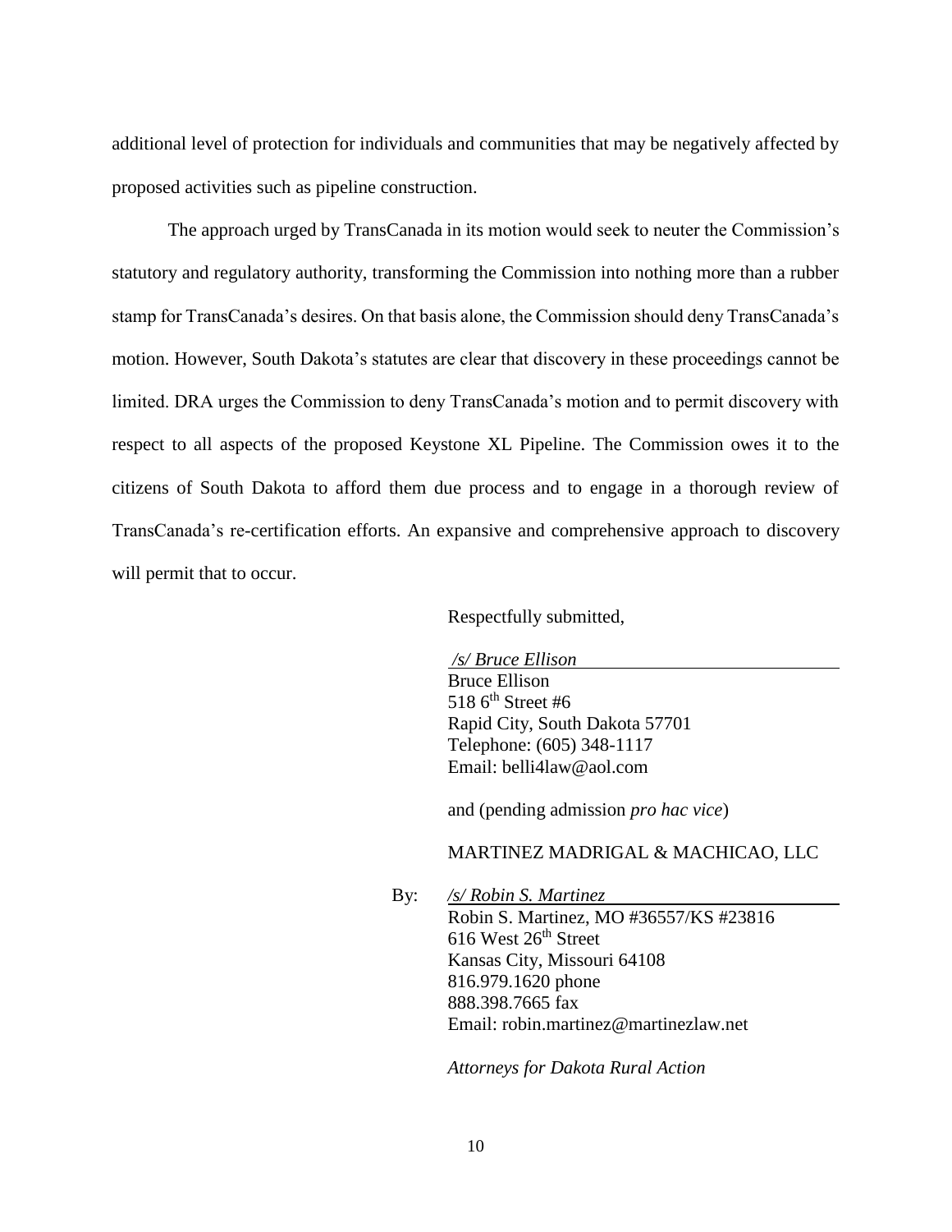additional level of protection for individuals and communities that may be negatively affected by proposed activities such as pipeline construction.

The approach urged by TransCanada in its motion would seek to neuter the Commission's statutory and regulatory authority, transforming the Commission into nothing more than a rubber stamp for TransCanada's desires. On that basis alone, the Commission should deny TransCanada's motion. However, South Dakota's statutes are clear that discovery in these proceedings cannot be limited. DRA urges the Commission to deny TransCanada's motion and to permit discovery with respect to all aspects of the proposed Keystone XL Pipeline. The Commission owes it to the citizens of South Dakota to afford them due process and to engage in a thorough review of TransCanada's re-certification efforts. An expansive and comprehensive approach to discovery will permit that to occur.

Respectfully submitted,

*/s/ Bruce Ellison*
Bruce Ellison
518 6th Street #6
Rapid City, South Dakota 57701
Telephone: (605) 348-1117
Email: belli4law@aol.com

and (pending admission *pro hac vice*)

MARTINEZ MADRIGAL & MACHICAO, LLC

By: */s/ Robin S. Martinez*
Robin S. Martinez, MO #36557/KS #23816
616 West 26th Street
Kansas City, Missouri 64108
816.979.1620 phone
888.398.7665 fax
Email: robin.martinez@martinezlaw.net

*Attorneys for Dakota Rural Action*